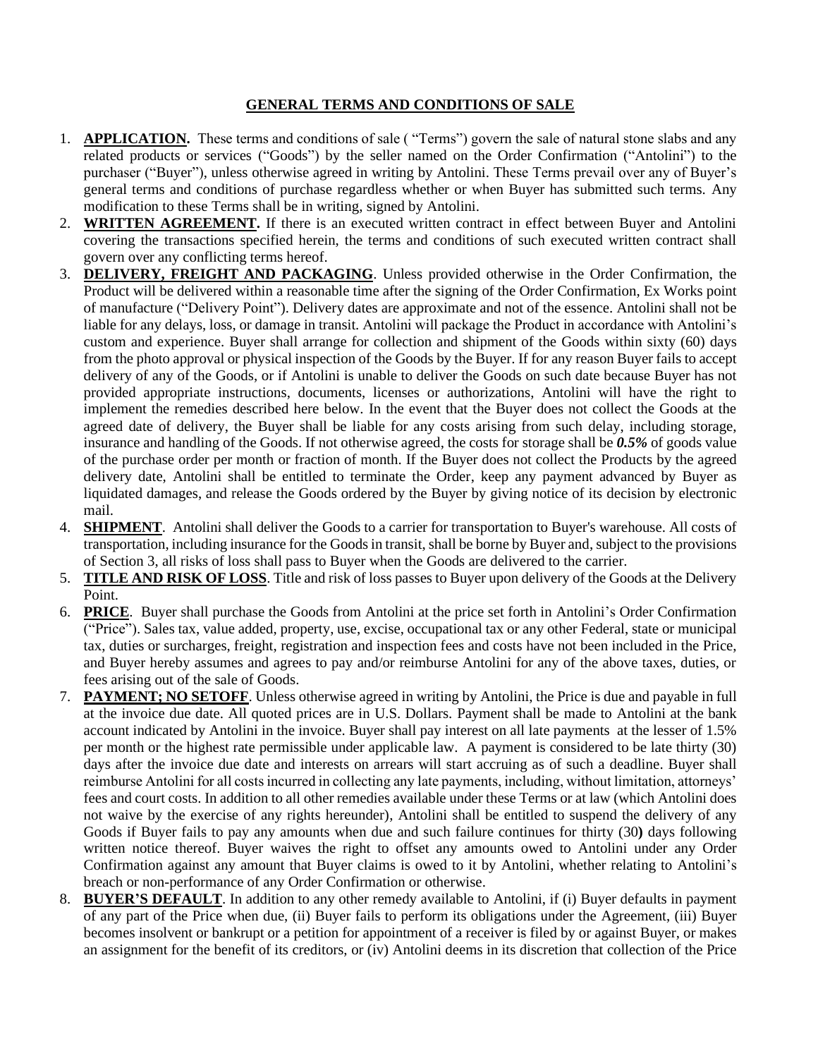# GENERAL TERMS AND CONDITIONS OF SALE

1. **APPLICATION.** These terms and conditions of sale ( "Terms") govern the sale of natural stone slabs and any related products or services ("Goods") by the seller named on the Order Confirmation ("Antolini") to the purchaser ("Buyer"), unless otherwise agreed in writing by Antolini. These Terms prevail over any of Buyer's general terms and conditions of purchase regardless whether or when Buyer has submitted such terms. Any modification to these Terms shall be in writing, signed by Antolini.
2. **WRITTEN AGREEMENT.** If there is an executed written contract in effect between Buyer and Antolini covering the transactions specified herein, the terms and conditions of such executed written contract shall govern over any conflicting terms hereof.
3. **DELIVERY, FREIGHT AND PACKAGING**. Unless provided otherwise in the Order Confirmation, the Product will be delivered within a reasonable time after the signing of the Order Confirmation, Ex Works point of manufacture ("Delivery Point"). Delivery dates are approximate and not of the essence. Antolini shall not be liable for any delays, loss, or damage in transit. Antolini will package the Product in accordance with Antolini's custom and experience. Buyer shall arrange for collection and shipment of the Goods within sixty (60) days from the photo approval or physical inspection of the Goods by the Buyer. If for any reason Buyer fails to accept delivery of any of the Goods, or if Antolini is unable to deliver the Goods on such date because Buyer has not provided appropriate instructions, documents, licenses or authorizations, Antolini will have the right to implement the remedies described here below. In the event that the Buyer does not collect the Goods at the agreed date of delivery, the Buyer shall be liable for any costs arising from such delay, including storage, insurance and handling of the Goods. If not otherwise agreed, the costs for storage shall be ***0.5%*** of goods value of the purchase order per month or fraction of month. If the Buyer does not collect the Products by the agreed delivery date, Antolini shall be entitled to terminate the Order, keep any payment advanced by Buyer as liquidated damages, and release the Goods ordered by the Buyer by giving notice of its decision by electronic mail.
4. **SHIPMENT**. Antolini shall deliver the Goods to a carrier for transportation to Buyer's warehouse. All costs of transportation, including insurance for the Goods in transit, shall be borne by Buyer and, subject to the provisions of Section 3, all risks of loss shall pass to Buyer when the Goods are delivered to the carrier.
5. **TITLE AND RISK OF LOSS**. Title and risk of loss passes to Buyer upon delivery of the Goods at the Delivery Point.
6. **PRICE**. Buyer shall purchase the Goods from Antolini at the price set forth in Antolini's Order Confirmation ("Price"). Sales tax, value added, property, use, excise, occupational tax or any other Federal, state or municipal tax, duties or surcharges, freight, registration and inspection fees and costs have not been included in the Price, and Buyer hereby assumes and agrees to pay and/or reimburse Antolini for any of the above taxes, duties, or fees arising out of the sale of Goods.
7. **PAYMENT; NO SETOFF**. Unless otherwise agreed in writing by Antolini, the Price is due and payable in full at the invoice due date. All quoted prices are in U.S. Dollars. Payment shall be made to Antolini at the bank account indicated by Antolini in the invoice. Buyer shall pay interest on all late payments at the lesser of 1.5% per month or the highest rate permissible under applicable law. A payment is considered to be late thirty (30) days after the invoice due date and interests on arrears will start accruing as of such a deadline. Buyer shall reimburse Antolini for all costs incurred in collecting any late payments, including, without limitation, attorneys' fees and court costs. In addition to all other remedies available under these Terms or at law (which Antolini does not waive by the exercise of any rights hereunder), Antolini shall be entitled to suspend the delivery of any Goods if Buyer fails to pay any amounts when due and such failure continues for thirty (30**)** days following written notice thereof. Buyer waives the right to offset any amounts owed to Antolini under any Order Confirmation against any amount that Buyer claims is owed to it by Antolini, whether relating to Antolini's breach or non-performance of any Order Confirmation or otherwise.
8. **BUYER'S DEFAULT**. In addition to any other remedy available to Antolini, if (i) Buyer defaults in payment of any part of the Price when due, (ii) Buyer fails to perform its obligations under the Agreement, (iii) Buyer becomes insolvent or bankrupt or a petition for appointment of a receiver is filed by or against Buyer, or makes an assignment for the benefit of its creditors, or (iv) Antolini deems in its discretion that collection of the Price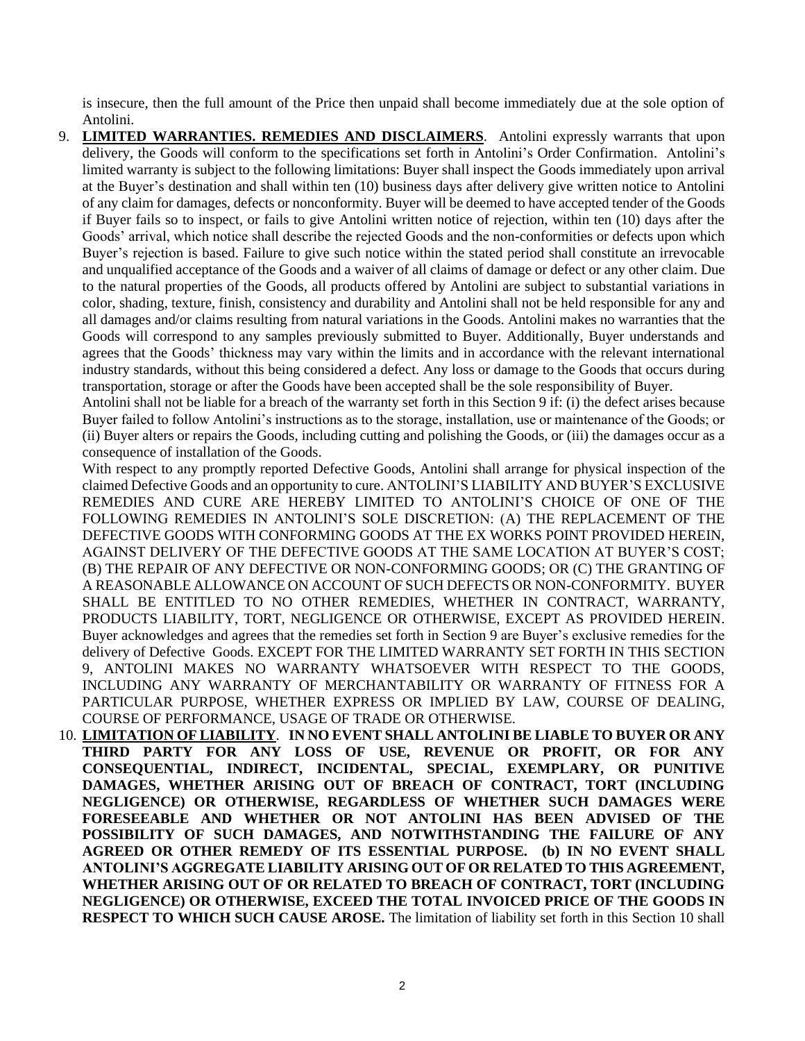is insecure, then the full amount of the Price then unpaid shall become immediately due at the sole option of Antolini.

9. **<u>LIMITED WARRANTIES. REMEDIES AND DISCLAIMERS</u>**. Antolini expressly warrants that upon delivery, the Goods will conform to the specifications set forth in Antolini's Order Confirmation. Antolini's limited warranty is subject to the following limitations: Buyer shall inspect the Goods immediately upon arrival at the Buyer's destination and shall within ten (10) business days after delivery give written notice to Antolini of any claim for damages, defects or nonconformity. Buyer will be deemed to have accepted tender of the Goods if Buyer fails so to inspect, or fails to give Antolini written notice of rejection, within ten (10) days after the Goods' arrival, which notice shall describe the rejected Goods and the non-conformities or defects upon which Buyer's rejection is based. Failure to give such notice within the stated period shall constitute an irrevocable and unqualified acceptance of the Goods and a waiver of all claims of damage or defect or any other claim. Due to the natural properties of the Goods, all products offered by Antolini are subject to substantial variations in color, shading, texture, finish, consistency and durability and Antolini shall not be held responsible for any and all damages and/or claims resulting from natural variations in the Goods. Antolini makes no warranties that the Goods will correspond to any samples previously submitted to Buyer. Additionally, Buyer understands and agrees that the Goods' thickness may vary within the limits and in accordance with the relevant international industry standards, without this being considered a defect. Any loss or damage to the Goods that occurs during transportation, storage or after the Goods have been accepted shall be the sole responsibility of Buyer.

   Antolini shall not be liable for a breach of the warranty set forth in this Section 9 if: (i) the defect arises because Buyer failed to follow Antolini's instructions as to the storage, installation, use or maintenance of the Goods; or (ii) Buyer alters or repairs the Goods, including cutting and polishing the Goods, or (iii) the damages occur as a consequence of installation of the Goods.

   With respect to any promptly reported Defective Goods, Antolini shall arrange for physical inspection of the claimed Defective Goods and an opportunity to cure. ANTOLINI'S LIABILITY AND BUYER'S EXCLUSIVE REMEDIES AND CURE ARE HEREBY LIMITED TO ANTOLINI'S CHOICE OF ONE OF THE FOLLOWING REMEDIES IN ANTOLINI'S SOLE DISCRETION: (A) THE REPLACEMENT OF THE DEFECTIVE GOODS WITH CONFORMING GOODS AT THE EX WORKS POINT PROVIDED HEREIN, AGAINST DELIVERY OF THE DEFECTIVE GOODS AT THE SAME LOCATION AT BUYER'S COST; (B) THE REPAIR OF ANY DEFECTIVE OR NON-CONFORMING GOODS; OR (C) THE GRANTING OF A REASONABLE ALLOWANCE ON ACCOUNT OF SUCH DEFECTS OR NON-CONFORMITY. BUYER SHALL BE ENTITLED TO NO OTHER REMEDIES, WHETHER IN CONTRACT, WARRANTY, PRODUCTS LIABILITY, TORT, NEGLIGENCE OR OTHERWISE, EXCEPT AS PROVIDED HEREIN. Buyer acknowledges and agrees that the remedies set forth in Section 9 are Buyer's exclusive remedies for the delivery of Defective Goods. EXCEPT FOR THE LIMITED WARRANTY SET FORTH IN THIS SECTION 9, ANTOLINI MAKES NO WARRANTY WHATSOEVER WITH RESPECT TO THE GOODS, INCLUDING ANY WARRANTY OF MERCHANTABILITY OR WARRANTY OF FITNESS FOR A PARTICULAR PURPOSE, WHETHER EXPRESS OR IMPLIED BY LAW, COURSE OF DEALING, COURSE OF PERFORMANCE, USAGE OF TRADE OR OTHERWISE.

10. **<u>LIMITATION OF LIABILITY</u>**. **IN NO EVENT SHALL ANTOLINI BE LIABLE TO BUYER OR ANY THIRD PARTY FOR ANY LOSS OF USE, REVENUE OR PROFIT, OR FOR ANY CONSEQUENTIAL, INDIRECT, INCIDENTAL, SPECIAL, EXEMPLARY, OR PUNITIVE DAMAGES, WHETHER ARISING OUT OF BREACH OF CONTRACT, TORT (INCLUDING NEGLIGENCE) OR OTHERWISE, REGARDLESS OF WHETHER SUCH DAMAGES WERE FORESEEABLE AND WHETHER OR NOT ANTOLINI HAS BEEN ADVISED OF THE POSSIBILITY OF SUCH DAMAGES, AND NOTWITHSTANDING THE FAILURE OF ANY AGREED OR OTHER REMEDY OF ITS ESSENTIAL PURPOSE. (b) IN NO EVENT SHALL ANTOLINI'S AGGREGATE LIABILITY ARISING OUT OF OR RELATED TO THIS AGREEMENT, WHETHER ARISING OUT OF OR RELATED TO BREACH OF CONTRACT, TORT (INCLUDING NEGLIGENCE) OR OTHERWISE, EXCEED THE TOTAL INVOICED PRICE OF THE GOODS IN RESPECT TO WHICH SUCH CAUSE AROSE.** The limitation of liability set forth in this Section 10 shall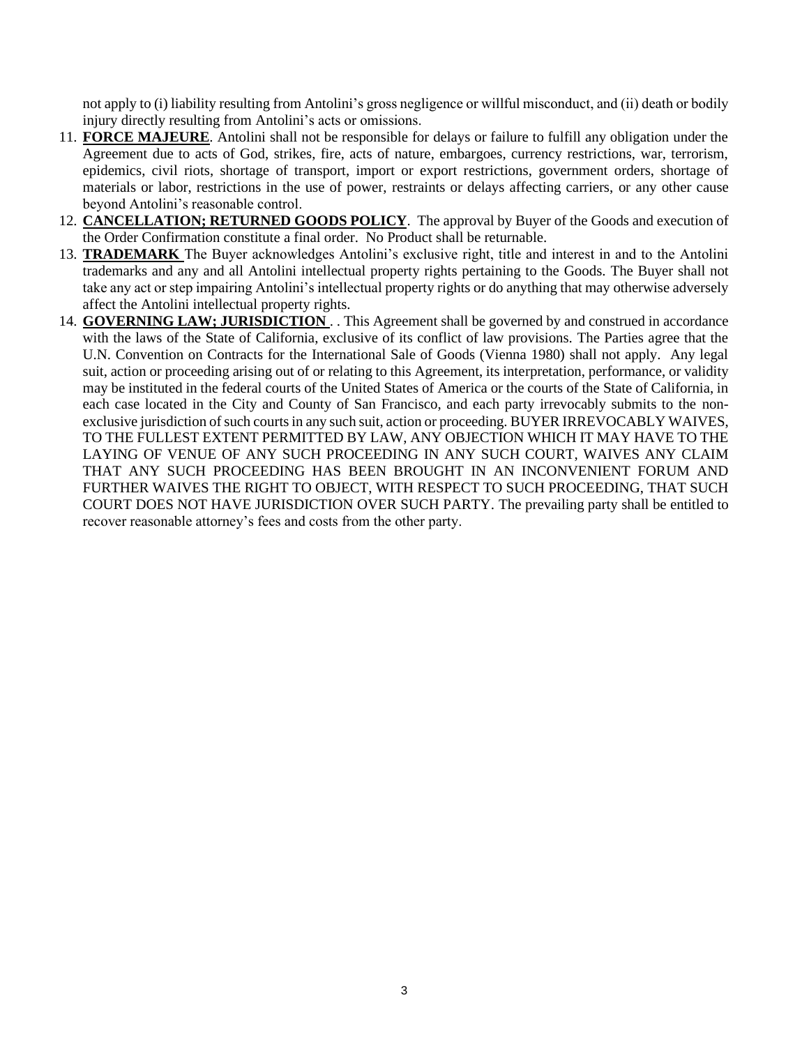not apply to (i) liability resulting from Antolini's gross negligence or willful misconduct, and (ii) death or bodily injury directly resulting from Antolini's acts or omissions.

11. **FORCE MAJEURE**. Antolini shall not be responsible for delays or failure to fulfill any obligation under the Agreement due to acts of God, strikes, fire, acts of nature, embargoes, currency restrictions, war, terrorism, epidemics, civil riots, shortage of transport, import or export restrictions, government orders, shortage of materials or labor, restrictions in the use of power, restraints or delays affecting carriers, or any other cause beyond Antolini's reasonable control.
12. **CANCELLATION; RETURNED GOODS POLICY**. The approval by Buyer of the Goods and execution of the Order Confirmation constitute a final order. No Product shall be returnable.
13. **TRADEMARK** The Buyer acknowledges Antolini's exclusive right, title and interest in and to the Antolini trademarks and any and all Antolini intellectual property rights pertaining to the Goods. The Buyer shall not take any act or step impairing Antolini's intellectual property rights or do anything that may otherwise adversely affect the Antolini intellectual property rights.
14. **GOVERNING LAW; JURISDICTION** . . This Agreement shall be governed by and construed in accordance with the laws of the State of California, exclusive of its conflict of law provisions. The Parties agree that the U.N. Convention on Contracts for the International Sale of Goods (Vienna 1980) shall not apply. Any legal suit, action or proceeding arising out of or relating to this Agreement, its interpretation, performance, or validity may be instituted in the federal courts of the United States of America or the courts of the State of California, in each case located in the City and County of San Francisco, and each party irrevocably submits to the non-exclusive jurisdiction of such courts in any such suit, action or proceeding. BUYER IRREVOCABLY WAIVES, TO THE FULLEST EXTENT PERMITTED BY LAW, ANY OBJECTION WHICH IT MAY HAVE TO THE LAYING OF VENUE OF ANY SUCH PROCEEDING IN ANY SUCH COURT, WAIVES ANY CLAIM THAT ANY SUCH PROCEEDING HAS BEEN BROUGHT IN AN INCONVENIENT FORUM AND FURTHER WAIVES THE RIGHT TO OBJECT, WITH RESPECT TO SUCH PROCEEDING, THAT SUCH COURT DOES NOT HAVE JURISDICTION OVER SUCH PARTY. The prevailing party shall be entitled to recover reasonable attorney's fees and costs from the other party.